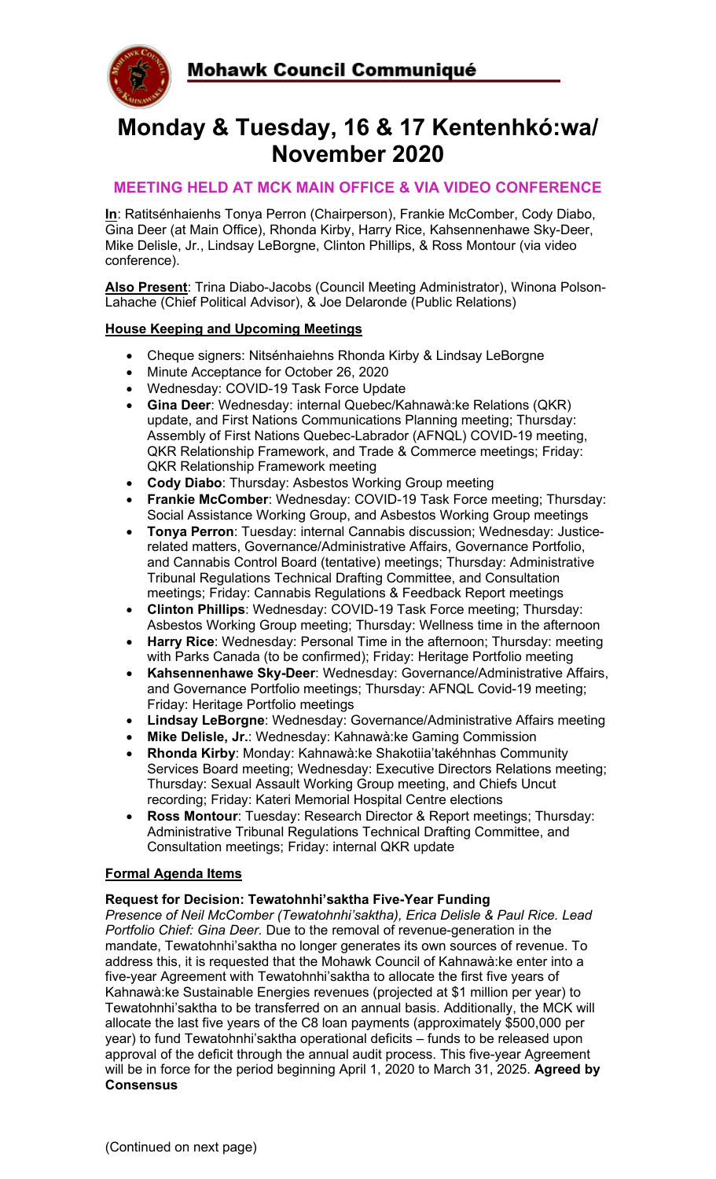**Mohawk Council Communiqué**

# Monday & Tuesday, 16 & 17 Kentenhkó:wa/ November 2020

## MEETING HELD AT MCK MAIN OFFICE & VIA VIDEO CONFERENCE

**In**: Ratitsénhaienhs Tonya Perron (Chairperson), Frankie McComber, Cody Diabo, Gina Deer (at Main Office), Rhonda Kirby, Harry Rice, Kahsennenhawe Sky-Deer, Mike Delisle, Jr., Lindsay LeBorgne, Clinton Phillips, & Ross Montour (via video conference).

**Also Present**: Trina Diabo-Jacobs (Council Meeting Administrator), Winona Polson-Lahache (Chief Political Advisor), & Joe Delaronde (Public Relations)

**House Keeping and Upcoming Meetings**

- Cheque signers: Nitsénhaiehns Rhonda Kirby & Lindsay LeBorgne
- Minute Acceptance for October 26, 2020
- Wednesday: COVID-19 Task Force Update
- **Gina Deer**: Wednesday: internal Quebec/Kahnawà:ke Relations (QKR) update, and First Nations Communications Planning meeting; Thursday: Assembly of First Nations Quebec-Labrador (AFNQL) COVID-19 meeting, QKR Relationship Framework, and Trade & Commerce meetings; Friday: QKR Relationship Framework meeting
- **Cody Diabo**: Thursday: Asbestos Working Group meeting
- **Frankie McComber**: Wednesday: COVID-19 Task Force meeting; Thursday: Social Assistance Working Group, and Asbestos Working Group meetings
- **Tonya Perron**: Tuesday: internal Cannabis discussion; Wednesday: Justice-related matters, Governance/Administrative Affairs, Governance Portfolio, and Cannabis Control Board (tentative) meetings; Thursday: Administrative Tribunal Regulations Technical Drafting Committee, and Consultation meetings; Friday: Cannabis Regulations & Feedback Report meetings
- **Clinton Phillips**: Wednesday: COVID-19 Task Force meeting; Thursday: Asbestos Working Group meeting; Thursday: Wellness time in the afternoon
- **Harry Rice**: Wednesday: Personal Time in the afternoon; Thursday: meeting with Parks Canada (to be confirmed); Friday: Heritage Portfolio meeting
- **Kahsennenhawe Sky-Deer**: Wednesday: Governance/Administrative Affairs, and Governance Portfolio meetings; Thursday: AFNQL Covid-19 meeting; Friday: Heritage Portfolio meetings
- **Lindsay LeBorgne**: Wednesday: Governance/Administrative Affairs meeting
- **Mike Delisle, Jr.**: Wednesday: Kahnawà:ke Gaming Commission
- **Rhonda Kirby**: Monday: Kahnawà:ke Shakotiia'takéhnhas Community Services Board meeting; Wednesday: Executive Directors Relations meeting; Thursday: Sexual Assault Working Group meeting, and Chiefs Uncut recording; Friday: Kateri Memorial Hospital Centre elections
- **Ross Montour**: Tuesday: Research Director & Report meetings; Thursday: Administrative Tribunal Regulations Technical Drafting Committee, and Consultation meetings; Friday: internal QKR update

**Formal Agenda Items**

**Request for Decision: Tewatohnhi'saktha Five-Year Funding**

*Presence of Neil McComber (Tewatohnhi'saktha), Erica Delisle & Paul Rice. Lead Portfolio Chief: Gina Deer.* Due to the removal of revenue-generation in the mandate, Tewatohnhi'saktha no longer generates its own sources of revenue. To address this, it is requested that the Mohawk Council of Kahnawà:ke enter into a five-year Agreement with Tewatohnhi'saktha to allocate the first five years of Kahnawà:ke Sustainable Energies revenues (projected at $1 million per year) to Tewatohnhi'saktha to be transferred on an annual basis. Additionally, the MCK will allocate the last five years of the C8 loan payments (approximately $500,000 per year) to fund Tewatohnhi'saktha operational deficits – funds to be released upon approval of the deficit through the annual audit process. This five-year Agreement will be in force for the period beginning April 1, 2020 to March 31, 2025. **Agreed by Consensus**

(Continued on next page)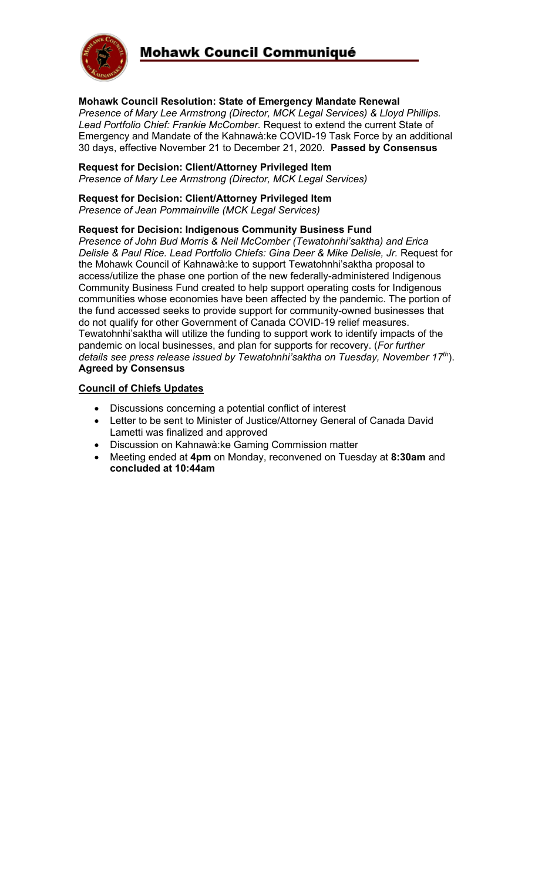**Mohawk Council Resolution: State of Emergency Mandate Renewal**
*Presence of Mary Lee Armstrong (Director, MCK Legal Services) & Lloyd Phillips. Lead Portfolio Chief: Frankie McComber.* Request to extend the current State of Emergency and Mandate of the Kahnawà:ke COVID-19 Task Force by an additional 30 days, effective November 21 to December 21, 2020. **Passed by Consensus**

**Request for Decision: Client/Attorney Privileged Item**
*Presence of Mary Lee Armstrong (Director, MCK Legal Services)*

**Request for Decision: Client/Attorney Privileged Item**
*Presence of Jean Pommainville (MCK Legal Services)*

**Request for Decision: Indigenous Community Business Fund**
*Presence of John Bud Morris & Neil McComber (Tewatohnhi'saktha) and Erica Delisle & Paul Rice. Lead Portfolio Chiefs: Gina Deer & Mike Delisle, Jr.* Request for the Mohawk Council of Kahnawà:ke to support Tewatohnhi'saktha proposal to access/utilize the phase one portion of the new federally-administered Indigenous Community Business Fund created to help support operating costs for Indigenous communities whose economies have been affected by the pandemic. The portion of the fund accessed seeks to provide support for community-owned businesses that do not qualify for other Government of Canada COVID-19 relief measures. Tewatohnhi'saktha will utilize the funding to support work to identify impacts of the pandemic on local businesses, and plan for supports for recovery. (*For further details see press release issued by Tewatohnhi'saktha on Tuesday, November 17th*). **Agreed by Consensus**

**Council of Chiefs Updates**

- Discussions concerning a potential conflict of interest
- Letter to be sent to Minister of Justice/Attorney General of Canada David Lametti was finalized and approved
- Discussion on Kahnawà:ke Gaming Commission matter
- Meeting ended at **4pm** on Monday, reconvened on Tuesday at **8:30am** and **concluded at 10:44am**